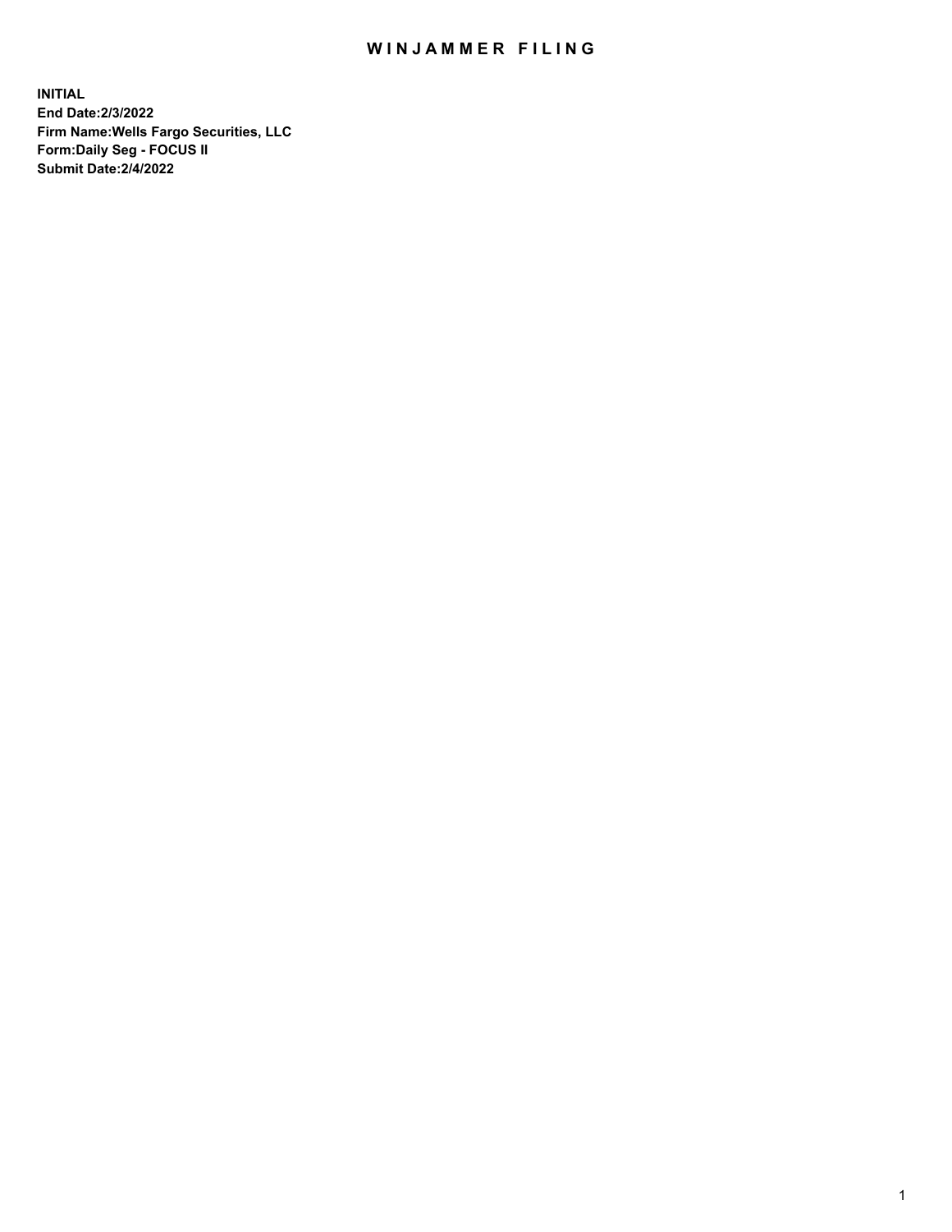# WINJAMMER FILING

**INITIAL**
**End Date:2/3/2022**
**Firm Name:Wells Fargo Securities, LLC**
**Form:Daily Seg - FOCUS II**
**Submit Date:2/4/2022**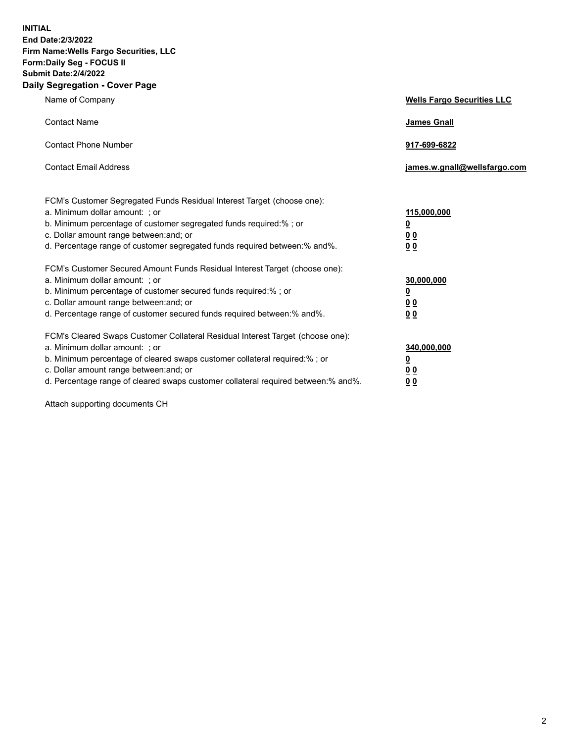**INITIAL**
**End Date:2/3/2022**
**Firm Name:Wells Fargo Securities, LLC**
**Form:Daily Seg - FOCUS II**
**Submit Date:2/4/2022**

## Daily Segregation - Cover Page

| | |
|---|---|
| Name of Company | **Wells Fargo Securities LLC** |
| Contact Name | **James Gnall** |
| Contact Phone Number | **917-699-6822** |
| Contact Email Address | **james.w.gnall@wellsfargo.com** |

| | |
|---|---|
| FCM's Customer Segregated Funds Residual Interest Target (choose one): | |
| a. Minimum dollar amount: ; or | **115,000,000** |
| b. Minimum percentage of customer segregated funds required:% ; or | **0** |
| c. Dollar amount range between:and; or | **0 0** |
| d. Percentage range of customer segregated funds required between:% and%. | **0 0** |
| FCM's Customer Secured Amount Funds Residual Interest Target (choose one): | |
| a. Minimum dollar amount: ; or | **30,000,000** |
| b. Minimum percentage of customer secured funds required:% ; or | **0** |
| c. Dollar amount range between:and; or | **0 0** |
| d. Percentage range of customer secured funds required between:% and%. | **0 0** |
| FCM's Cleared Swaps Customer Collateral Residual Interest Target (choose one): | |
| a. Minimum dollar amount: ; or | **340,000,000** |
| b. Minimum percentage of cleared swaps customer collateral required:% ; or | **0** |
| c. Dollar amount range between:and; or | **0 0** |
| d. Percentage range of cleared swaps customer collateral required between:% and%. | **0 0** |

Attach supporting documents CH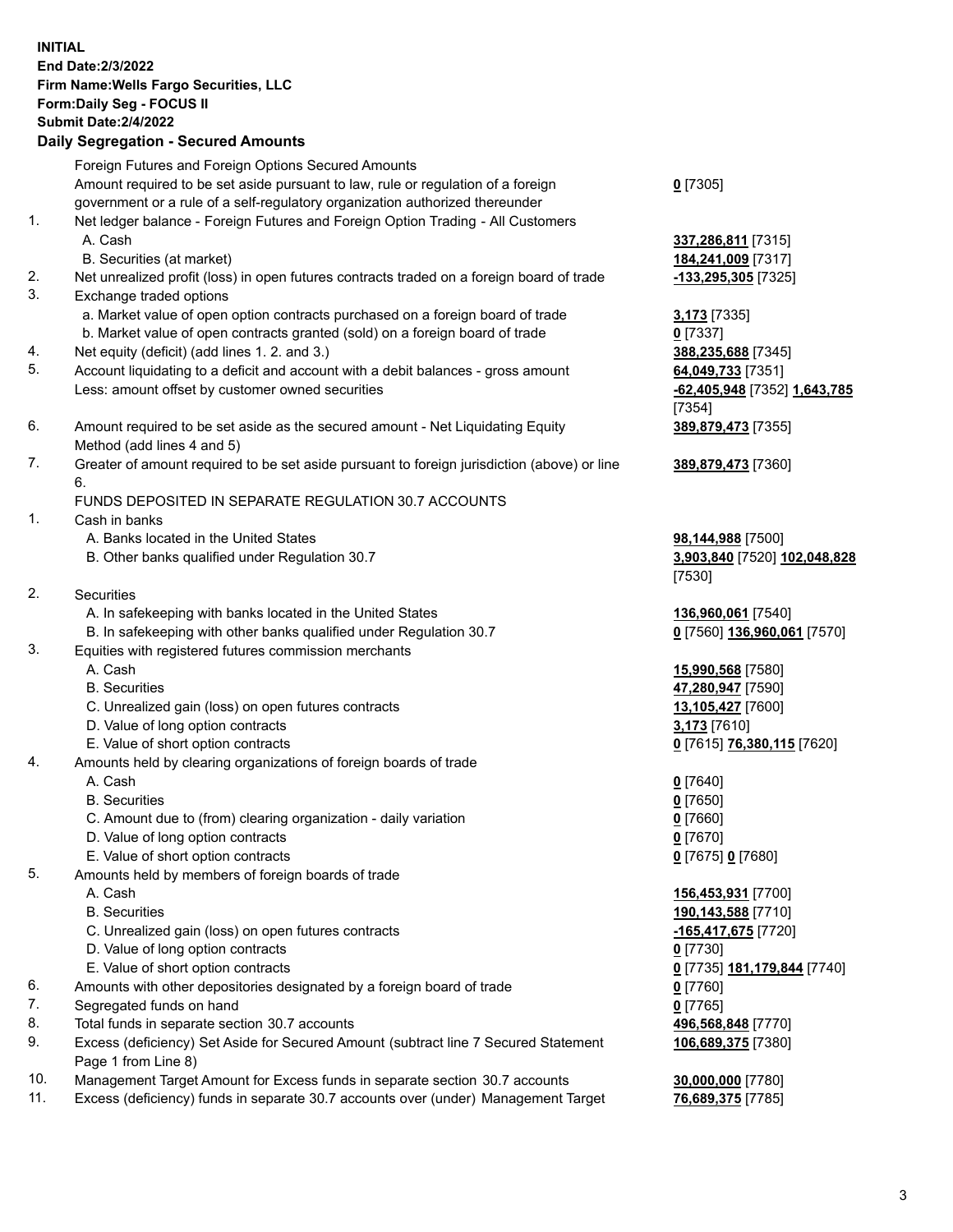**INITIAL**
**End Date:2/3/2022**
**Firm Name:Wells Fargo Securities, LLC**
**Form:Daily Seg - FOCUS II**
**Submit Date:2/4/2022**

## Daily Segregation - Secured Amounts

| | | |
|---|---|---|
| | Foreign Futures and Foreign Options Secured Amounts | |
| | Amount required to be set aside pursuant to law, rule or regulation of a foreign government or a rule of a self-regulatory organization authorized thereunder | **0** [7305] |
| 1. | Net ledger balance - Foreign Futures and Foreign Option Trading - All Customers | |
| | A. Cash | **337,286,811** [7315] |
| | B. Securities (at market) | **184,241,009** [7317] |
| 2. | Net unrealized profit (loss) in open futures contracts traded on a foreign board of trade | **-133,295,305** [7325] |
| 3. | Exchange traded options | |
| | a. Market value of open option contracts purchased on a foreign board of trade | **3,173** [7335] |
| | b. Market value of open contracts granted (sold) on a foreign board of trade | **0** [7337] |
| 4. | Net equity (deficit) (add lines 1. 2. and 3.) | **388,235,688** [7345] |
| 5. | Account liquidating to a deficit and account with a debit balances - gross amount | **64,049,733** [7351] |
| | Less: amount offset by customer owned securities | **-62,405,948** [7352] **1,643,785** [7354] |
| 6. | Amount required to be set aside as the secured amount - Net Liquidating Equity Method (add lines 4 and 5) | **389,879,473** [7355] |
| 7. | Greater of amount required to be set aside pursuant to foreign jurisdiction (above) or line 6. | **389,879,473** [7360] |
| | FUNDS DEPOSITED IN SEPARATE REGULATION 30.7 ACCOUNTS | |
| 1. | Cash in banks | |
| | A. Banks located in the United States | **98,144,988** [7500] |
| | B. Other banks qualified under Regulation 30.7 | **3,903,840** [7520] **102,048,828** [7530] |
| 2. | Securities | |
| | A. In safekeeping with banks located in the United States | **136,960,061** [7540] |
| | B. In safekeeping with other banks qualified under Regulation 30.7 | **0** [7560] **136,960,061** [7570] |
| 3. | Equities with registered futures commission merchants | |
| | A. Cash | **15,990,568** [7580] |
| | B. Securities | **47,280,947** [7590] |
| | C. Unrealized gain (loss) on open futures contracts | **13,105,427** [7600] |
| | D. Value of long option contracts | **3,173** [7610] |
| | E. Value of short option contracts | **0** [7615] **76,380,115** [7620] |
| 4. | Amounts held by clearing organizations of foreign boards of trade | |
| | A. Cash | **0** [7640] |
| | B. Securities | **0** [7650] |
| | C. Amount due to (from) clearing organization - daily variation | **0** [7660] |
| | D. Value of long option contracts | **0** [7670] |
| | E. Value of short option contracts | **0** [7675] **0** [7680] |
| 5. | Amounts held by members of foreign boards of trade | |
| | A. Cash | **156,453,931** [7700] |
| | B. Securities | **190,143,588** [7710] |
| | C. Unrealized gain (loss) on open futures contracts | **-165,417,675** [7720] |
| | D. Value of long option contracts | **0** [7730] |
| | E. Value of short option contracts | **0** [7735] **181,179,844** [7740] |
| 6. | Amounts with other depositories designated by a foreign board of trade | **0** [7760] |
| 7. | Segregated funds on hand | **0** [7765] |
| 8. | Total funds in separate section 30.7 accounts | **496,568,848** [7770] |
| 9. | Excess (deficiency) Set Aside for Secured Amount (subtract line 7 Secured Statement Page 1 from Line 8) | **106,689,375** [7380] |
| 10. | Management Target Amount for Excess funds in separate section 30.7 accounts | **30,000,000** [7780] |
| 11. | Excess (deficiency) funds in separate 30.7 accounts over (under) Management Target | **76,689,375** [7785] |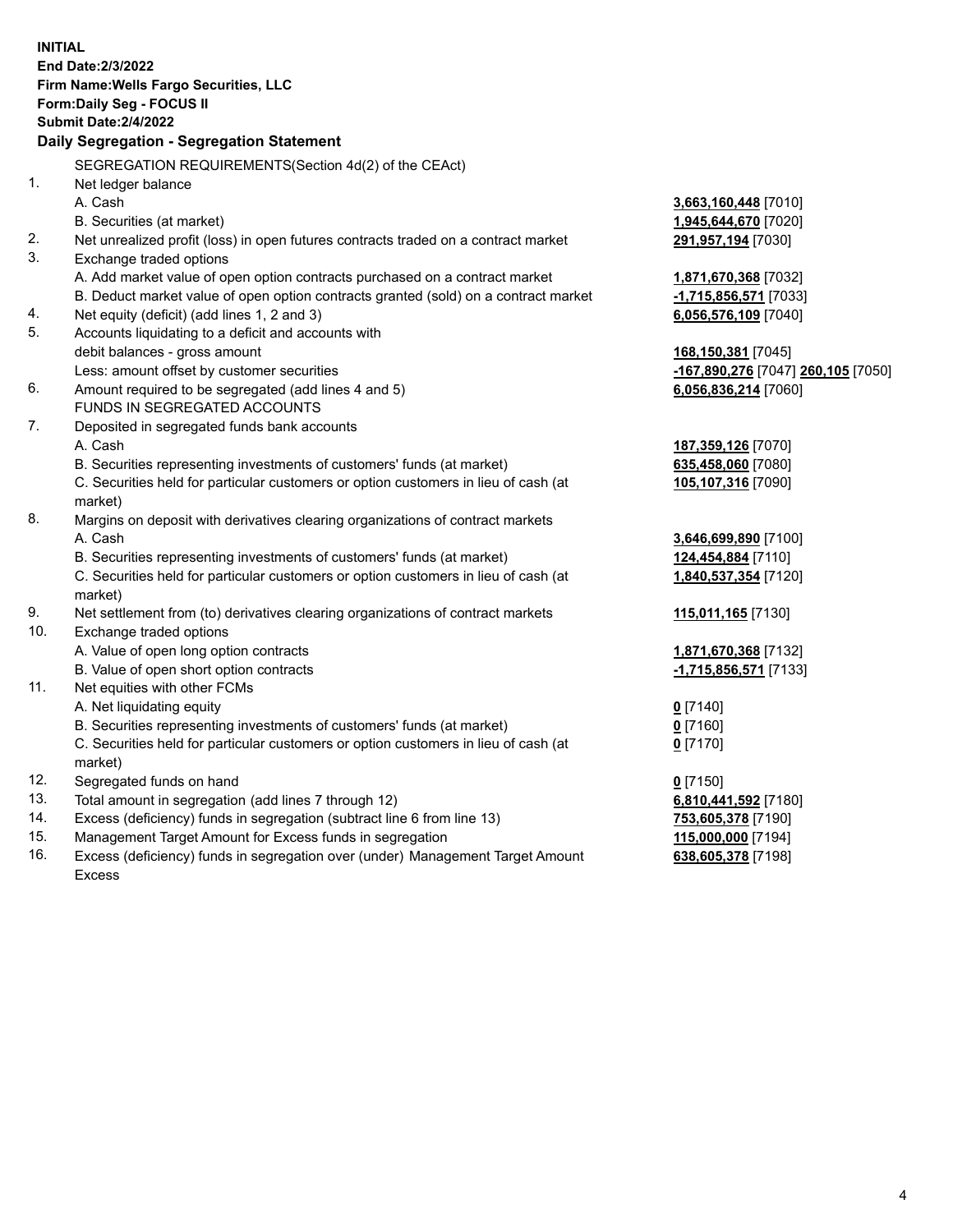**INITIAL**
**End Date:2/3/2022**
**Firm Name:Wells Fargo Securities, LLC**
**Form:Daily Seg - FOCUS II**
**Submit Date:2/4/2022**

### Daily Segregation - Segregation Statement

SEGREGATION REQUIREMENTS(Section 4d(2) of the CEAct)

| | | |
|---|---|---|
| 1. | Net ledger balance | |
| | A. Cash | **3,663,160,448** [7010] |
| | B. Securities (at market) | **1,945,644,670** [7020] |
| 2. | Net unrealized profit (loss) in open futures contracts traded on a contract market | **291,957,194** [7030] |
| 3. | Exchange traded options | |
| | A. Add market value of open option contracts purchased on a contract market | **1,871,670,368** [7032] |
| | B. Deduct market value of open option contracts granted (sold) on a contract market | **-1,715,856,571** [7033] |
| 4. | Net equity (deficit) (add lines 1, 2 and 3) | **6,056,576,109** [7040] |
| 5. | Accounts liquidating to a deficit and accounts with debit balances - gross amount | **168,150,381** [7045] |
| | Less: amount offset by customer securities | **-167,890,276** [7047] **260,105** [7050] |
| 6. | Amount required to be segregated (add lines 4 and 5) | **6,056,836,214** [7060] |
| | FUNDS IN SEGREGATED ACCOUNTS | |
| 7. | Deposited in segregated funds bank accounts | |
| | A. Cash | **187,359,126** [7070] |
| | B. Securities representing investments of customers' funds (at market) | **635,458,060** [7080] |
| | C. Securities held for particular customers or option customers in lieu of cash (at market) | **105,107,316** [7090] |
| 8. | Margins on deposit with derivatives clearing organizations of contract markets | |
| | A. Cash | **3,646,699,890** [7100] |
| | B. Securities representing investments of customers' funds (at market) | **124,454,884** [7110] |
| | C. Securities held for particular customers or option customers in lieu of cash (at market) | **1,840,537,354** [7120] |
| 9. | Net settlement from (to) derivatives clearing organizations of contract markets | **115,011,165** [7130] |
| 10. | Exchange traded options | |
| | A. Value of open long option contracts | **1,871,670,368** [7132] |
| | B. Value of open short option contracts | **-1,715,856,571** [7133] |
| 11. | Net equities with other FCMs | |
| | A. Net liquidating equity | **0** [7140] |
| | B. Securities representing investments of customers' funds (at market) | **0** [7160] |
| | C. Securities held for particular customers or option customers in lieu of cash (at market) | **0** [7170] |
| 12. | Segregated funds on hand | **0** [7150] |
| 13. | Total amount in segregation (add lines 7 through 12) | **6,810,441,592** [7180] |
| 14. | Excess (deficiency) funds in segregation (subtract line 6 from line 13) | **753,605,378** [7190] |
| 15. | Management Target Amount for Excess funds in segregation | **115,000,000** [7194] |
| 16. | Excess (deficiency) funds in segregation over (under) Management Target Amount Excess | **638,605,378** [7198] |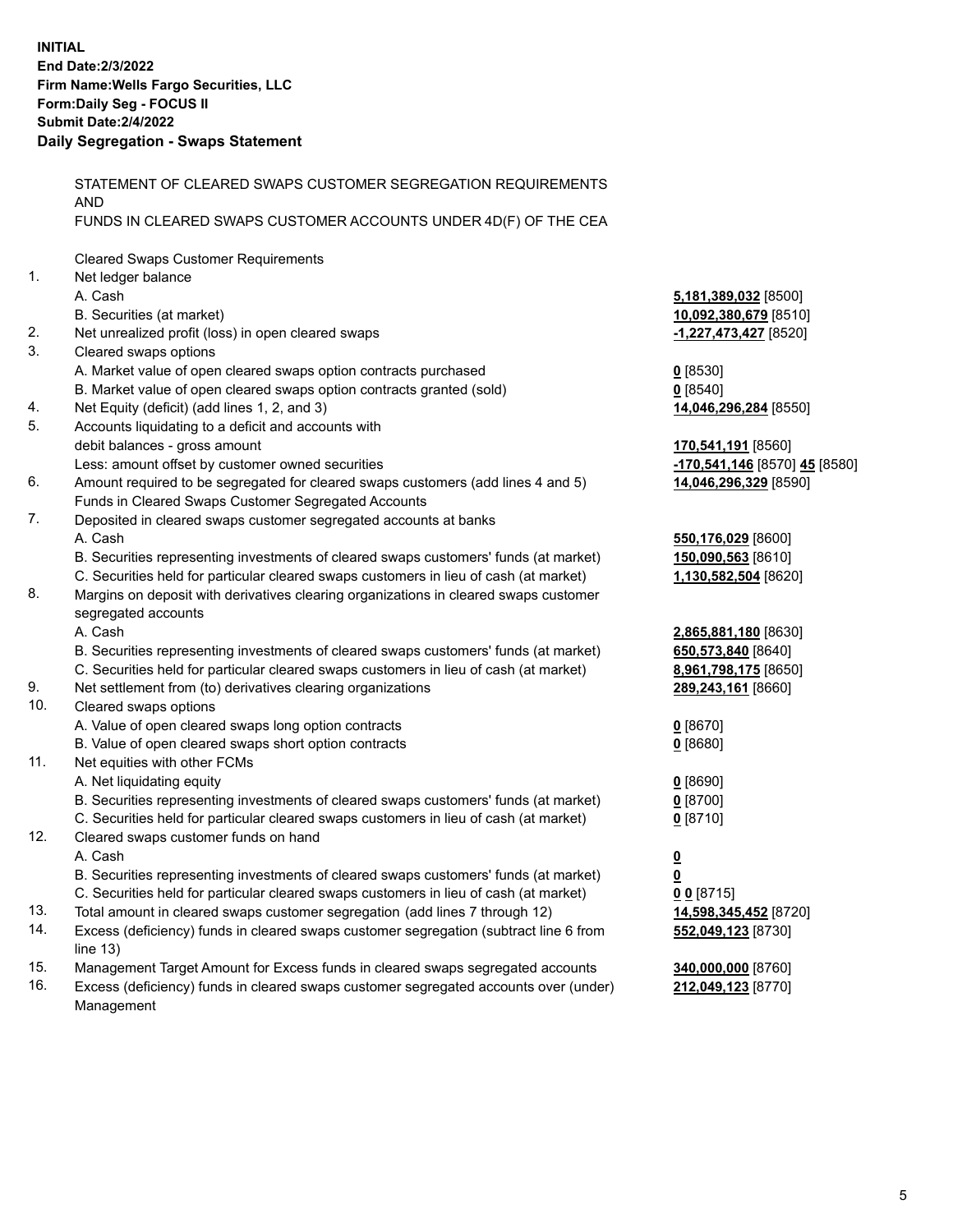**INITIAL**
**End Date:2/3/2022**
**Firm Name:Wells Fargo Securities, LLC**
**Form:Daily Seg - FOCUS II**
**Submit Date:2/4/2022**
**Daily Segregation - Swaps Statement**

STATEMENT OF CLEARED SWAPS CUSTOMER SEGREGATION REQUIREMENTS AND FUNDS IN CLEARED SWAPS CUSTOMER ACCOUNTS UNDER 4D(F) OF THE CEA

| | | |
|---|---|---|
| | Cleared Swaps Customer Requirements | |
| 1. | Net ledger balance | |
| | A. Cash | **5,181,389,032** [8500] |
| | B. Securities (at market) | **10,092,380,679** [8510] |
| 2. | Net unrealized profit (loss) in open cleared swaps | **-1,227,473,427** [8520] |
| 3. | Cleared swaps options | |
| | A. Market value of open cleared swaps option contracts purchased | **0** [8530] |
| | B. Market value of open cleared swaps option contracts granted (sold) | **0** [8540] |
| 4. | Net Equity (deficit) (add lines 1, 2, and 3) | **14,046,296,284** [8550] |
| 5. | Accounts liquidating to a deficit and accounts with debit balances - gross amount | **170,541,191** [8560] |
| | Less: amount offset by customer owned securities | **-170,541,146** [8570] **45** [8580] |
| 6. | Amount required to be segregated for cleared swaps customers (add lines 4 and 5) | **14,046,296,329** [8590] |
| | Funds in Cleared Swaps Customer Segregated Accounts | |
| 7. | Deposited in cleared swaps customer segregated accounts at banks | |
| | A. Cash | **550,176,029** [8600] |
| | B. Securities representing investments of cleared swaps customers' funds (at market) | **150,090,563** [8610] |
| | C. Securities held for particular cleared swaps customers in lieu of cash (at market) | **1,130,582,504** [8620] |
| 8. | Margins on deposit with derivatives clearing organizations in cleared swaps customer segregated accounts | |
| | A. Cash | **2,865,881,180** [8630] |
| | B. Securities representing investments of cleared swaps customers' funds (at market) | **650,573,840** [8640] |
| | C. Securities held for particular cleared swaps customers in lieu of cash (at market) | **8,961,798,175** [8650] |
| 9. | Net settlement from (to) derivatives clearing organizations | **289,243,161** [8660] |
| 10. | Cleared swaps options | |
| | A. Value of open cleared swaps long option contracts | **0** [8670] |
| | B. Value of open cleared swaps short option contracts | **0** [8680] |
| 11. | Net equities with other FCMs | |
| | A. Net liquidating equity | **0** [8690] |
| | B. Securities representing investments of cleared swaps customers' funds (at market) | **0** [8700] |
| | C. Securities held for particular cleared swaps customers in lieu of cash (at market) | **0** [8710] |
| 12. | Cleared swaps customer funds on hand | |
| | A. Cash | **0** |
| | B. Securities representing investments of cleared swaps customers' funds (at market) | **0** |
| | C. Securities held for particular cleared swaps customers in lieu of cash (at market) | **0** **0** [8715] |
| 13. | Total amount in cleared swaps customer segregation (add lines 7 through 12) | **14,598,345,452** [8720] |
| 14. | Excess (deficiency) funds in cleared swaps customer segregation (subtract line 6 from line 13) | **552,049,123** [8730] |
| 15. | Management Target Amount for Excess funds in cleared swaps segregated accounts | **340,000,000** [8760] |
| 16. | Excess (deficiency) funds in cleared swaps customer segregated accounts over (under) Management | **212,049,123** [8770] |